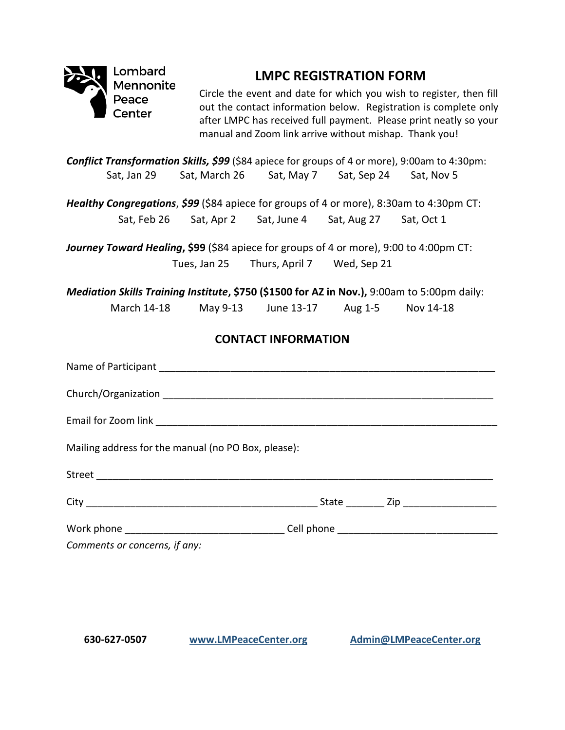Lombard Mennonite Peace Center

# LMPC REGISTRATION FORM

Circle the event and date for which you wish to register, then fill out the contact information below. Registration is complete only after LMPC has received full payment. Please print neatly so your manual and Zoom link arrive without mishap. Thank you!

***Conflict Transformation Skills, $99*** ($84 apiece for groups of 4 or more), 9:00am to 4:30pm:

Sat, Jan 29 &nbsp;&nbsp; Sat, March 26 &nbsp;&nbsp; Sat, May 7 &nbsp;&nbsp; Sat, Sep 24 &nbsp;&nbsp; Sat, Nov 5

***Healthy Congregations***, ***$99*** ($84 apiece for groups of 4 or more), 8:30am to 4:30pm CT:

Sat, Feb 26 &nbsp;&nbsp; Sat, Apr 2 &nbsp;&nbsp; Sat, June 4 &nbsp;&nbsp; Sat, Aug 27 &nbsp;&nbsp; Sat, Oct 1

***Journey Toward Healing*****, $99** ($84 apiece for groups of 4 or more), 9:00 to 4:00pm CT:

Tues, Jan 25 &nbsp;&nbsp; Thurs, April 7 &nbsp;&nbsp; Wed, Sep 21

***Mediation Skills Training Institute*****, $750 ($1500 for AZ in Nov.),** 9:00am to 5:00pm daily:

March 14-18 &nbsp;&nbsp; May 9-13 &nbsp;&nbsp; June 13-17 &nbsp;&nbsp; Aug 1-5 &nbsp;&nbsp; Nov 14-18

## CONTACT INFORMATION

Name of Participant ________________________________________________

Church/Organization ________________________________________________

Email for Zoom link ________________________________________________

Mailing address for the manual (no PO Box, please):

Street ________________________________________________

City ______________________________ State _______ Zip _______________

Work phone ___________________________ Cell phone ___________________________

*Comments or concerns, if any:*

**630-627-0507** &nbsp;&nbsp; **www.LMPeaceCenter.org** &nbsp;&nbsp; **Admin@LMPeaceCenter.org**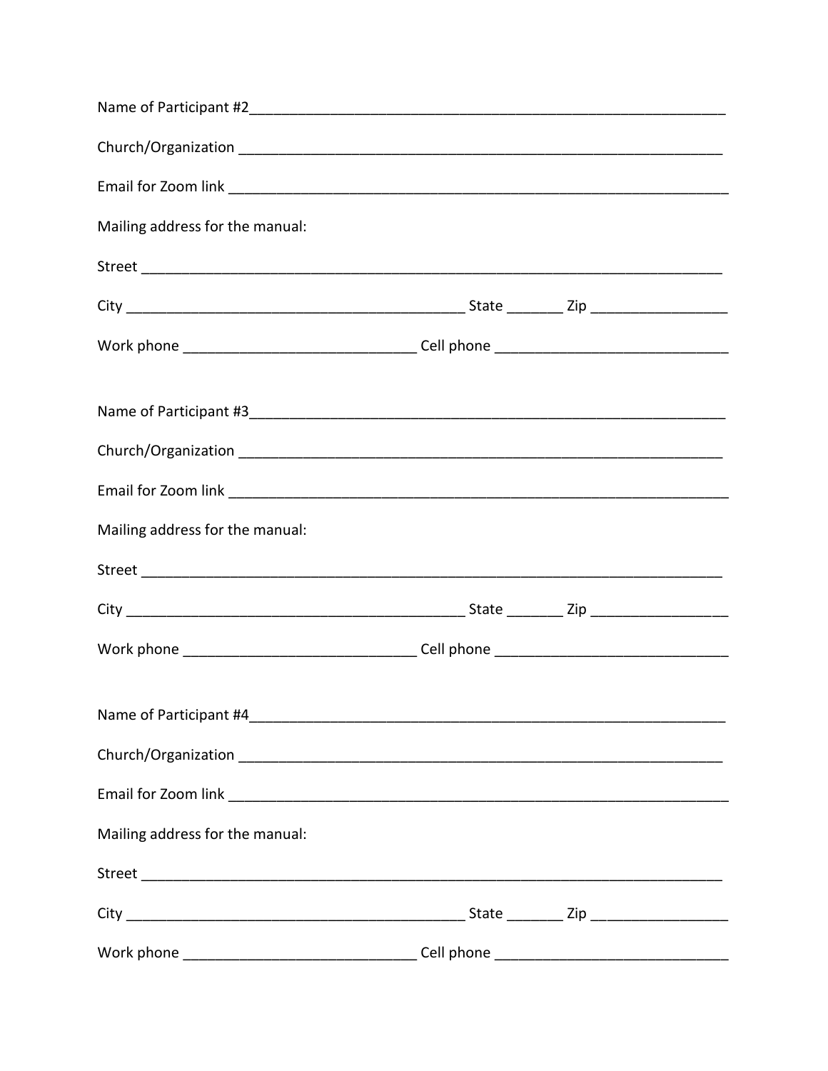Name of Participant #2_______________________________________________________________

Church/Organization ______________________________________________________________

Email for Zoom link _______________________________________________________________

Mailing address for the manual:

Street _____________________________________________________________________

City ________________________________________ State _______ Zip _________________

Work phone _____________________________ Cell phone _____________________________

Name of Participant #3_______________________________________________________________

Church/Organization ______________________________________________________________

Email for Zoom link _______________________________________________________________

Mailing address for the manual:

Street _____________________________________________________________________

City ________________________________________ State _______ Zip _________________

Work phone _____________________________ Cell phone _____________________________

Name of Participant #4_______________________________________________________________

Church/Organization ______________________________________________________________

Email for Zoom link _______________________________________________________________

Mailing address for the manual:

Street _____________________________________________________________________

City ________________________________________ State _______ Zip _________________

Work phone _____________________________ Cell phone _____________________________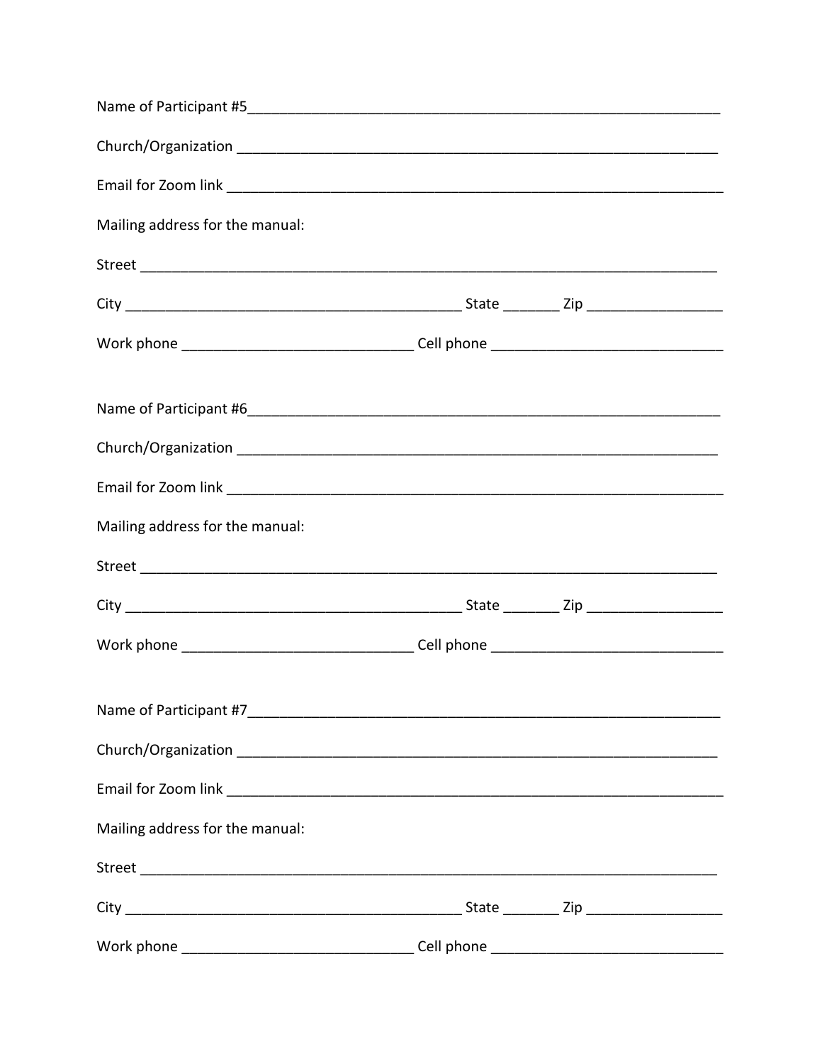Name of Participant #5_______________________________________________________________

Church/Organization _______________________________________________________________

Email for Zoom link _________________________________________________________________

Mailing address for the manual:

Street ________________________________________________________________________

City ___________________________________________ State _______ Zip _________________

Work phone _____________________________ Cell phone _____________________________

Name of Participant #6_______________________________________________________________

Church/Organization _______________________________________________________________

Email for Zoom link _________________________________________________________________

Mailing address for the manual:

Street ________________________________________________________________________

City ___________________________________________ State _______ Zip _________________

Work phone _____________________________ Cell phone _____________________________

Name of Participant #7_______________________________________________________________

Church/Organization _______________________________________________________________

Email for Zoom link _________________________________________________________________

Mailing address for the manual:

Street ________________________________________________________________________

City ___________________________________________ State _______ Zip _________________

Work phone _____________________________ Cell phone _____________________________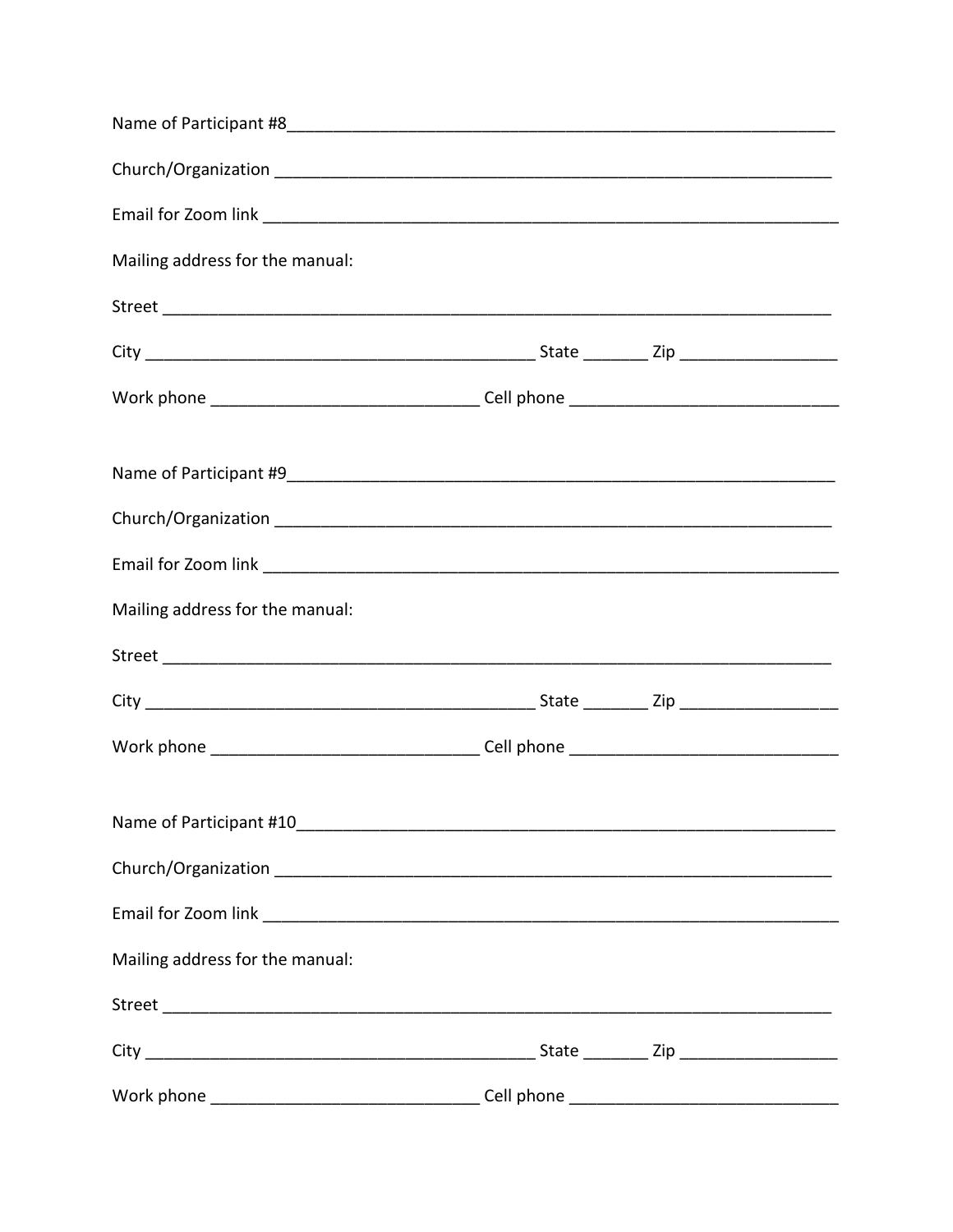Name of Participant #8_____________________________________________________________

Church/Organization ______________________________________________________________

Email for Zoom link _______________________________________________________________

Mailing address for the manual:

Street _____________________________________________________________________

City ________________________________________ State _______ Zip _________________

Work phone _____________________________ Cell phone _____________________________

Name of Participant #9_____________________________________________________________

Church/Organization ______________________________________________________________

Email for Zoom link _______________________________________________________________

Mailing address for the manual:

Street _____________________________________________________________________

City ________________________________________ State _______ Zip _________________

Work phone _____________________________ Cell phone _____________________________

Name of Participant #10____________________________________________________________

Church/Organization ______________________________________________________________

Email for Zoom link _______________________________________________________________

Mailing address for the manual:

Street _____________________________________________________________________

City ________________________________________ State _______ Zip _________________

Work phone _____________________________ Cell phone _____________________________